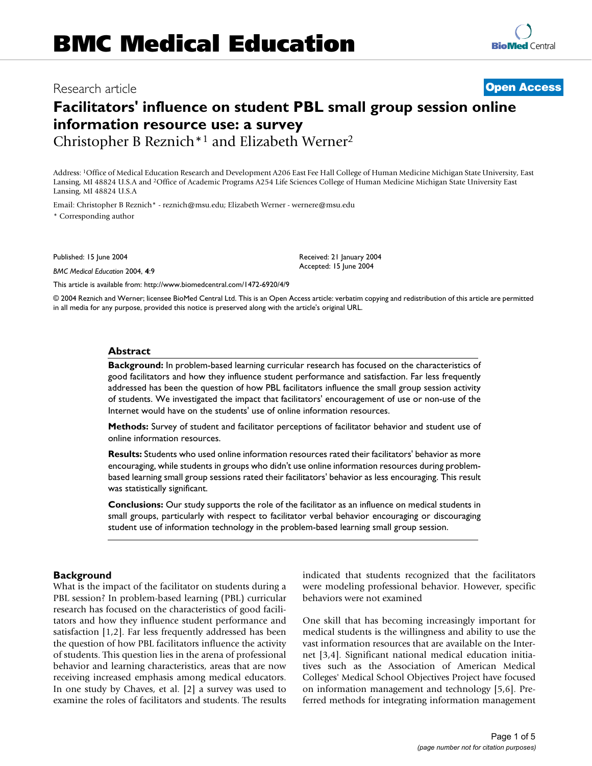# BMC Medical Education

Research article **Open Access**

# Facilitators' influence on student PBL small group session online information resource use: a survey

Christopher B Reznich*[1] and Elizabeth Werner[2]

Address: [1]Office of Medical Education Research and Development A206 East Fee Hall College of Human Medicine Michigan State University, East Lansing, MI 48824 U.S.A and [2]Office of Academic Programs A254 Life Sciences College of Human Medicine Michigan State University East Lansing, MI 48824 U.S.A

Email: Christopher B Reznich* - reznich@msu.edu; Elizabeth Werner - wernere@msu.edu

\* Corresponding author

Published: 15 June 2004

*BMC Medical Education* 2004, **4**:9

Received: 21 January 2004
Accepted: 15 June 2004

This article is available from: http://www.biomedcentral.com/1472-6920/4/9

© 2004 Reznich and Werner; licensee BioMed Central Ltd. This is an Open Access article: verbatim copying and redistribution of this article are permitted in all media for any purpose, provided this notice is preserved along with the article's original URL.

## Abstract

**Background:** In problem-based learning curricular research has focused on the characteristics of good facilitators and how they influence student performance and satisfaction. Far less frequently addressed has been the question of how PBL facilitators influence the small group session activity of students. We investigated the impact that facilitators' encouragement of use or non-use of the Internet would have on the students' use of online information resources.

**Methods:** Survey of student and facilitator perceptions of facilitator behavior and student use of online information resources.

**Results:** Students who used online information resources rated their facilitators' behavior as more encouraging, while students in groups who didn't use online information resources during problem-based learning small group sessions rated their facilitators' behavior as less encouraging. This result was statistically significant.

**Conclusions:** Our study supports the role of the facilitator as an influence on medical students in small groups, particularly with respect to facilitator verbal behavior encouraging or discouraging student use of information technology in the problem-based learning small group session.

## Background

What is the impact of the facilitator on students during a PBL session? In problem-based learning (PBL) curricular research has focused on the characteristics of good facilitators and how they influence student performance and satisfaction [1,2]. Far less frequently addressed has been the question of how PBL facilitators influence the activity of students. This question lies in the arena of professional behavior and learning characteristics, areas that are now receiving increased emphasis among medical educators. In one study by Chaves, et al. [2] a survey was used to examine the roles of facilitators and students. The results indicated that students recognized that the facilitators were modeling professional behavior. However, specific behaviors were not examined

One skill that has becoming increasingly important for medical students is the willingness and ability to use the vast information resources that are available on the Internet [3,4]. Significant national medical education initiatives such as the Association of American Medical Colleges' Medical School Objectives Project have focused on information management and technology [5,6]. Preferred methods for integrating information management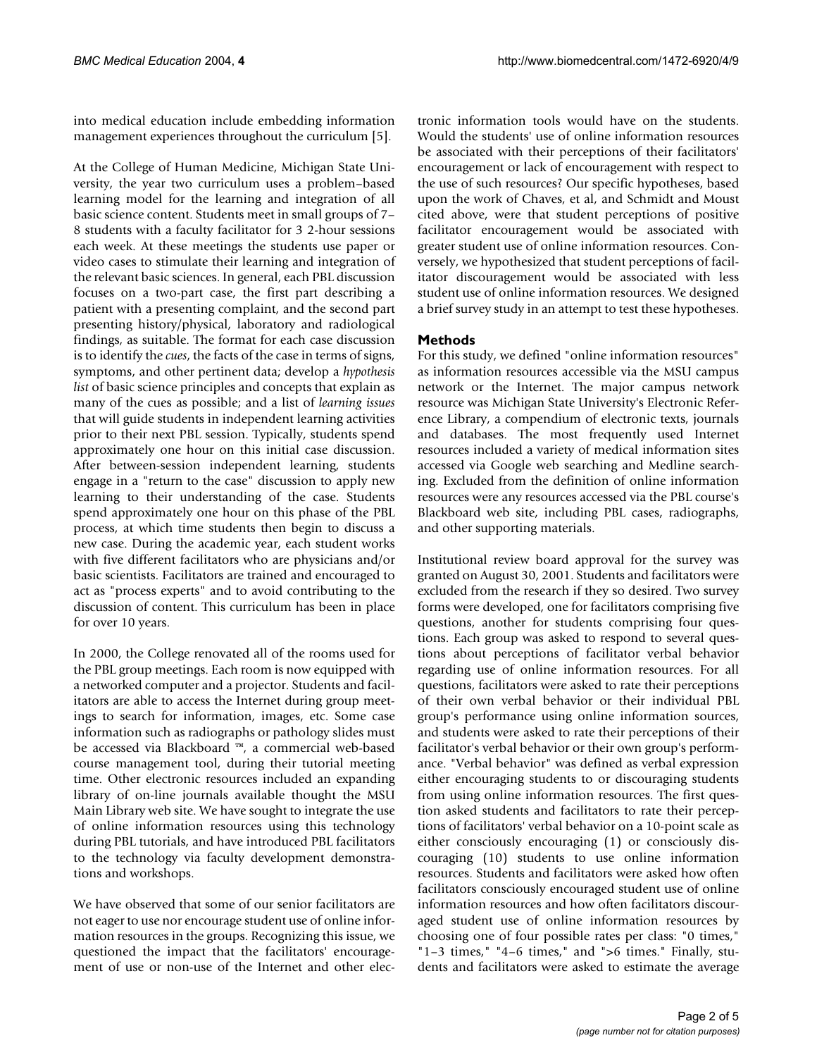into medical education include embedding information management experiences throughout the curriculum [5].

At the College of Human Medicine, Michigan State University, the year two curriculum uses a problem–based learning model for the learning and integration of all basic science content. Students meet in small groups of 7–8 students with a faculty facilitator for 3 2-hour sessions each week. At these meetings the students use paper or video cases to stimulate their learning and integration of the relevant basic sciences. In general, each PBL discussion focuses on a two-part case, the first part describing a patient with a presenting complaint, and the second part presenting history/physical, laboratory and radiological findings, as suitable. The format for each case discussion is to identify the *cues*, the facts of the case in terms of signs, symptoms, and other pertinent data; develop a *hypothesis list* of basic science principles and concepts that explain as many of the cues as possible; and a list of *learning issues* that will guide students in independent learning activities prior to their next PBL session. Typically, students spend approximately one hour on this initial case discussion. After between-session independent learning, students engage in a "return to the case" discussion to apply new learning to their understanding of the case. Students spend approximately one hour on this phase of the PBL process, at which time students then begin to discuss a new case. During the academic year, each student works with five different facilitators who are physicians and/or basic scientists. Facilitators are trained and encouraged to act as "process experts" and to avoid contributing to the discussion of content. This curriculum has been in place for over 10 years.

In 2000, the College renovated all of the rooms used for the PBL group meetings. Each room is now equipped with a networked computer and a projector. Students and facilitators are able to access the Internet during group meetings to search for information, images, etc. Some case information such as radiographs or pathology slides must be accessed via Blackboard ™, a commercial web-based course management tool, during their tutorial meeting time. Other electronic resources included an expanding library of on-line journals available thought the MSU Main Library web site. We have sought to integrate the use of online information resources using this technology during PBL tutorials, and have introduced PBL facilitators to the technology via faculty development demonstrations and workshops.

We have observed that some of our senior facilitators are not eager to use nor encourage student use of online information resources in the groups. Recognizing this issue, we questioned the impact that the facilitators' encouragement of use or non-use of the Internet and other electronic information tools would have on the students. Would the students' use of online information resources be associated with their perceptions of their facilitators' encouragement or lack of encouragement with respect to the use of such resources? Our specific hypotheses, based upon the work of Chaves, et al, and Schmidt and Moust cited above, were that student perceptions of positive facilitator encouragement would be associated with greater student use of online information resources. Conversely, we hypothesized that student perceptions of facilitator discouragement would be associated with less student use of online information resources. We designed a brief survey study in an attempt to test these hypotheses.

## Methods

For this study, we defined "online information resources" as information resources accessible via the MSU campus network or the Internet. The major campus network resource was Michigan State University's Electronic Reference Library, a compendium of electronic texts, journals and databases. The most frequently used Internet resources included a variety of medical information sites accessed via Google web searching and Medline searching. Excluded from the definition of online information resources were any resources accessed via the PBL course's Blackboard web site, including PBL cases, radiographs, and other supporting materials.

Institutional review board approval for the survey was granted on August 30, 2001. Students and facilitators were excluded from the research if they so desired. Two survey forms were developed, one for facilitators comprising five questions, another for students comprising four questions. Each group was asked to respond to several questions about perceptions of facilitator verbal behavior regarding use of online information resources. For all questions, facilitators were asked to rate their perceptions of their own verbal behavior or their individual PBL group's performance using online information sources, and students were asked to rate their perceptions of their facilitator's verbal behavior or their own group's performance. "Verbal behavior" was defined as verbal expression either encouraging students to or discouraging students from using online information resources. The first question asked students and facilitators to rate their perceptions of facilitators' verbal behavior on a 10-point scale as either consciously encouraging (1) or consciously discouraging (10) students to use online information resources. Students and facilitators were asked how often facilitators consciously encouraged student use of online information resources and how often facilitators discouraged student use of online information resources by choosing one of four possible rates per class: "0 times," "1–3 times," "4–6 times," and ">6 times." Finally, students and facilitators were asked to estimate the average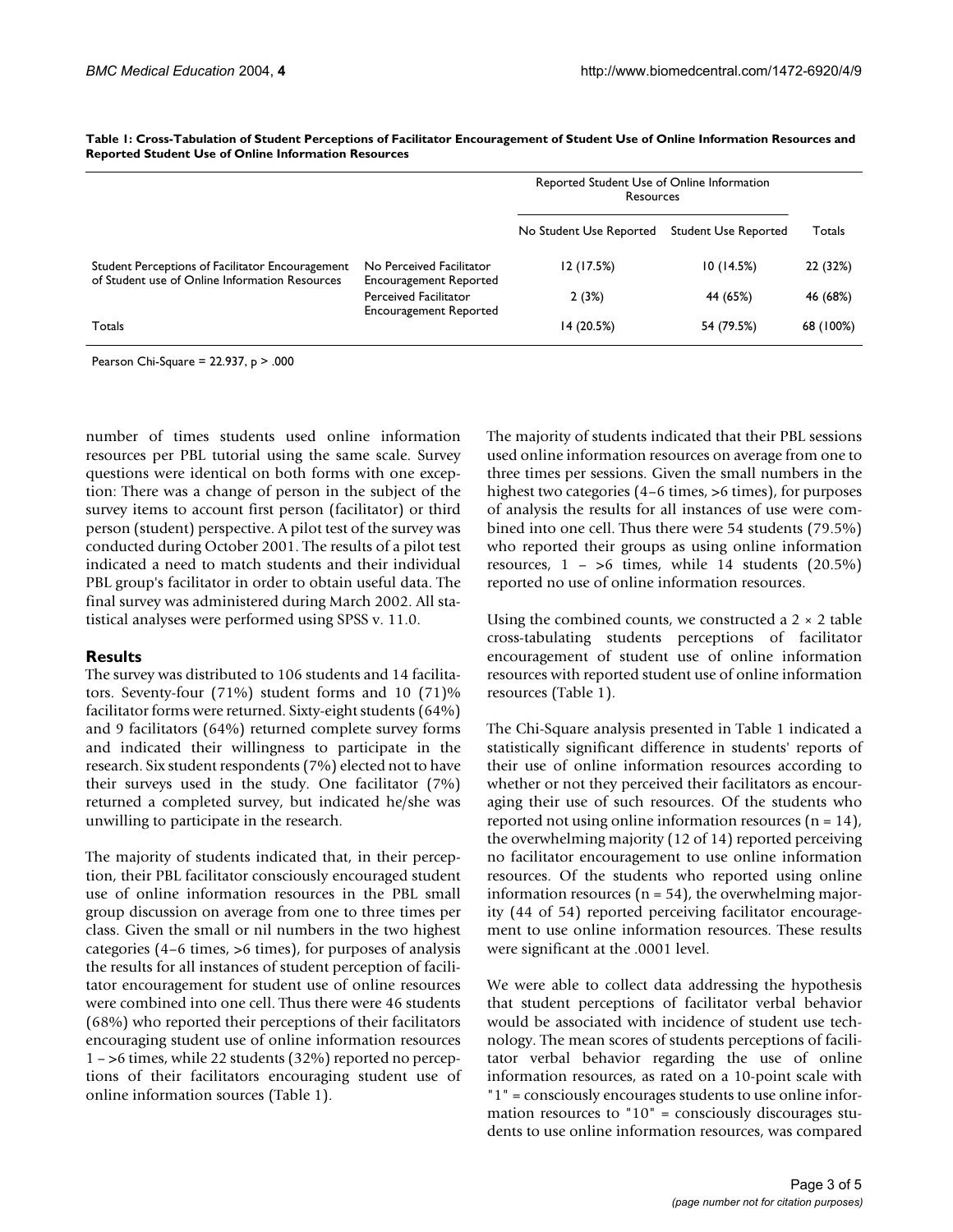**Table 1: Cross-Tabulation of Student Perceptions of Facilitator Encouragement of Student Use of Online Information Resources and Reported Student Use of Online Information Resources**

| | | Reported Student Use of Online Information Resources | | |
|---|---|---|---|---|
| | | No Student Use Reported | Student Use Reported | Totals |
| Student Perceptions of Facilitator Encouragement of Student use of Online Information Resources | No Perceived Facilitator Encouragement Reported | 12 (17.5%) | 10 (14.5%) | 22 (32%) |
| | Perceived Facilitator Encouragement Reported | 2 (3%) | 44 (65%) | 46 (68%) |
| Totals | | 14 (20.5%) | 54 (79.5%) | 68 (100%) |

Pearson Chi-Square = 22.937, $p > .000$

number of times students used online information resources per PBL tutorial using the same scale. Survey questions were identical on both forms with one exception: There was a change of person in the subject of the survey items to account first person (facilitator) or third person (student) perspective. A pilot test of the survey was conducted during October 2001. The results of a pilot test indicated a need to match students and their individual PBL group's facilitator in order to obtain useful data. The final survey was administered during March 2002. All statistical analyses were performed using SPSS v. 11.0.

## Results

The survey was distributed to 106 students and 14 facilitators. Seventy-four (71%) student forms and 10 (71)% facilitator forms were returned. Sixty-eight students (64%) and 9 facilitators (64%) returned complete survey forms and indicated their willingness to participate in the research. Six student respondents (7%) elected not to have their surveys used in the study. One facilitator (7%) returned a completed survey, but indicated he/she was unwilling to participate in the research.

The majority of students indicated that, in their perception, their PBL facilitator consciously encouraged student use of online information resources in the PBL small group discussion on average from one to three times per class. Given the small or nil numbers in the two highest categories (4–6 times, >6 times), for purposes of analysis the results for all instances of student perception of facilitator encouragement for student use of online resources were combined into one cell. Thus there were 46 students (68%) who reported their perceptions of their facilitators encouraging student use of online information resources 1 – >6 times, while 22 students (32%) reported no perceptions of their facilitators encouraging student use of online information sources (Table 1).

The majority of students indicated that their PBL sessions used online information resources on average from one to three times per sessions. Given the small numbers in the highest two categories (4–6 times, >6 times), for purposes of analysis the results for all instances of use were combined into one cell. Thus there were 54 students (79.5%) who reported their groups as using online information resources, 1 – >6 times, while 14 students (20.5%) reported no use of online information resources.

Using the combined counts, we constructed a 2 × 2 table cross-tabulating students perceptions of facilitator encouragement of student use of online information resources with reported student use of online information resources (Table 1).

The Chi-Square analysis presented in Table 1 indicated a statistically significant difference in students' reports of their use of online information resources according to whether or not they perceived their facilitators as encouraging their use of such resources. Of the students who reported not using online information resources ($n = 14$), the overwhelming majority (12 of 14) reported perceiving no facilitator encouragement to use online information resources. Of the students who reported using online information resources ($n = 54$), the overwhelming majority (44 of 54) reported perceiving facilitator encouragement to use online information resources. These results were significant at the .0001 level.

We were able to collect data addressing the hypothesis that student perceptions of facilitator verbal behavior would be associated with incidence of student use technology. The mean scores of students perceptions of facilitator verbal behavior regarding the use of online information resources, as rated on a 10-point scale with "1" = consciously encourages students to use online information resources to "10" = consciously discourages students to use online information resources, was compared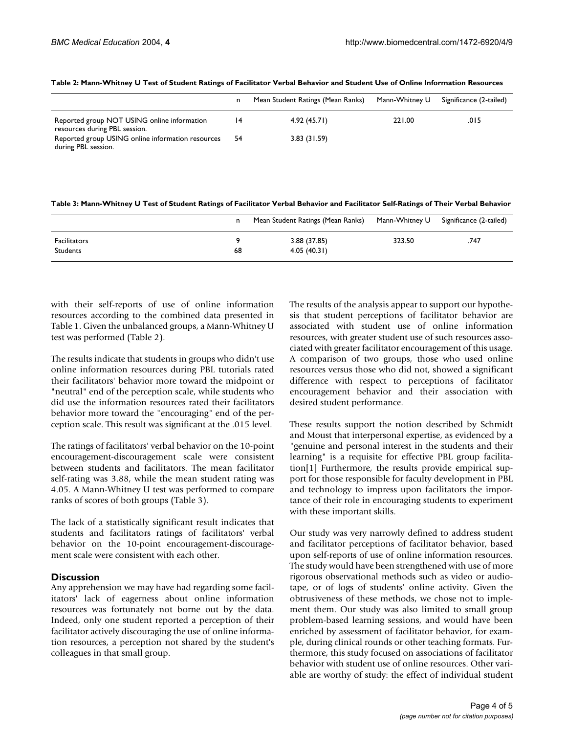**Table 2: Mann-Whitney U Test of Student Ratings of Facilitator Verbal Behavior and Student Use of Online Information Resources**

| | n | Mean Student Ratings (Mean Ranks) | Mann-Whitney U | Significance (2-tailed) |
|---|---|---|---|---|
| Reported group NOT USING online information resources during PBL session. | 14 | 4.92 (45.71) | 221.00 | .015 |
| Reported group USING online information resources during PBL session. | 54 | 3.83 (31.59) | | |

**Table 3: Mann-Whitney U Test of Student Ratings of Facilitator Verbal Behavior and Facilitator Self-Ratings of Their Verbal Behavior**

| | n | Mean Student Ratings (Mean Ranks) | Mann-Whitney U | Significance (2-tailed) |
|---|---|---|---|---|
| Facilitators | 9 | 3.88 (37.85) | 323.50 | .747 |
| Students | 68 | 4.05 (40.31) | | |

with their self-reports of use of online information resources according to the combined data presented in Table 1. Given the unbalanced groups, a Mann-Whitney U test was performed (Table 2).

The results indicate that students in groups who didn't use online information resources during PBL tutorials rated their facilitators' behavior more toward the midpoint or "neutral" end of the perception scale, while students who did use the information resources rated their facilitators behavior more toward the "encouraging" end of the perception scale. This result was significant at the .015 level.

The ratings of facilitators' verbal behavior on the 10-point encouragement-discouragement scale were consistent between students and facilitators. The mean facilitator self-rating was 3.88, while the mean student rating was 4.05. A Mann-Whitney U test was performed to compare ranks of scores of both groups (Table 3).

The lack of a statistically significant result indicates that students and facilitators ratings of facilitators' verbal behavior on the 10-point encouragement-discouragement scale were consistent with each other.

## Discussion

Any apprehension we may have had regarding some facilitators' lack of eagerness about online information resources was fortunately not borne out by the data. Indeed, only one student reported a perception of their facilitator actively discouraging the use of online information resources, a perception not shared by the student's colleagues in that small group.

The results of the analysis appear to support our hypothesis that student perceptions of facilitator behavior are associated with student use of online information resources, with greater student use of such resources associated with greater facilitator encouragement of this usage. A comparison of two groups, those who used online resources versus those who did not, showed a significant difference with respect to perceptions of facilitator encouragement behavior and their association with desired student performance.

These results support the notion described by Schmidt and Moust that interpersonal expertise, as evidenced by a "genuine and personal interest in the students and their learning" is a requisite for effective PBL group facilitation[1] Furthermore, the results provide empirical support for those responsible for faculty development in PBL and technology to impress upon facilitators the importance of their role in encouraging students to experiment with these important skills.

Our study was very narrowly defined to address student and facilitator perceptions of facilitator behavior, based upon self-reports of use of online information resources. The study would have been strengthened with use of more rigorous observational methods such as video or audiotape, or of logs of students' online activity. Given the obtrusiveness of these methods, we chose not to implement them. Our study was also limited to small group problem-based learning sessions, and would have been enriched by assessment of facilitator behavior, for example, during clinical rounds or other teaching formats. Furthermore, this study focused on associations of facilitator behavior with student use of online resources. Other variable are worthy of study: the effect of individual student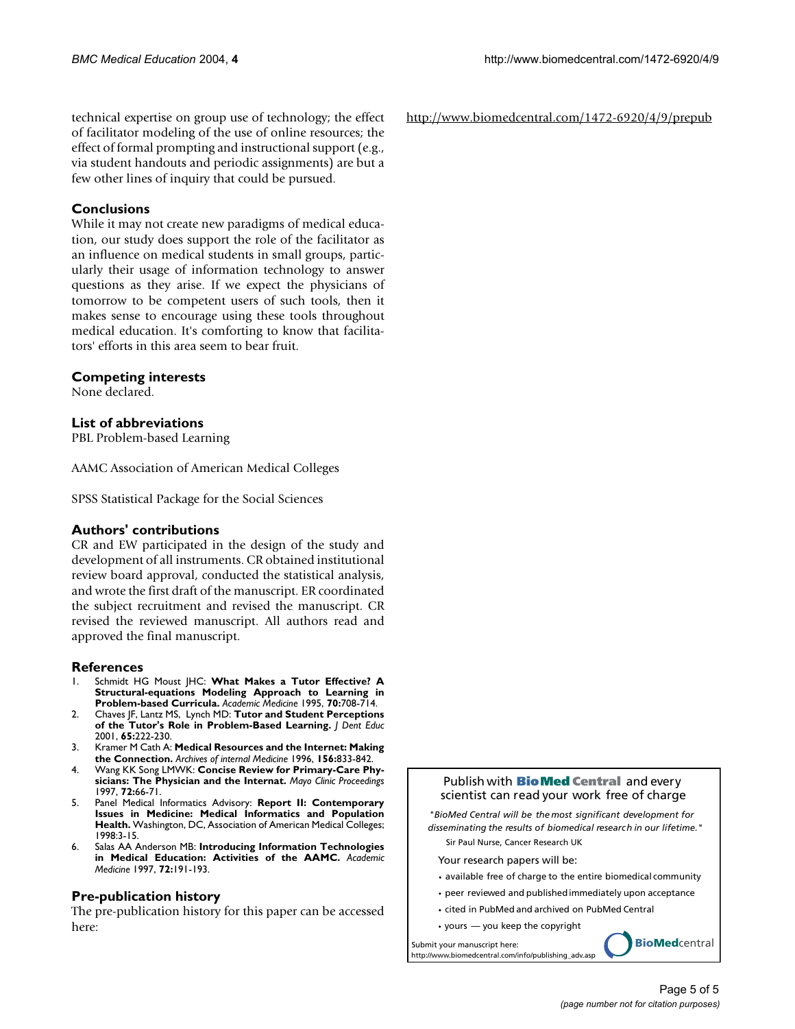technical expertise on group use of technology; the effect of facilitator modeling of the use of online resources; the effect of formal prompting and instructional support (e.g., via student handouts and periodic assignments) are but a few other lines of inquiry that could be pursued.

## Conclusions

While it may not create new paradigms of medical education, our study does support the role of the facilitator as an influence on medical students in small groups, particularly their usage of information technology to answer questions as they arise. If we expect the physicians of tomorrow to be competent users of such tools, then it makes sense to encourage using these tools throughout medical education. It's comforting to know that facilitators' efforts in this area seem to bear fruit.

## Competing interests

None declared.

## List of abbreviations

PBL Problem-based Learning

AAMC Association of American Medical Colleges

SPSS Statistical Package for the Social Sciences

## Authors' contributions

CR and EW participated in the design of the study and development of all instruments. CR obtained institutional review board approval, conducted the statistical analysis, and wrote the first draft of the manuscript. ER coordinated the subject recruitment and revised the manuscript. CR revised the reviewed manuscript. All authors read and approved the final manuscript.

## References

1. Schmidt HG Moust JHC: **What Makes a Tutor Effective? A Structural-equations Modeling Approach to Learning in Problem-based Curricula.** *Academic Medicine* 1995, **70:**708-714.
2. Chaves JF, Lantz MS, Lynch MD: **Tutor and Student Perceptions of the Tutor's Role in Problem-Based Learning.** *J Dent Educ* 2001, **65:**222-230.
3. Kramer M Cath A: **Medical Resources and the Internet: Making the Connection.** *Archives of internal Medicine* 1996, **156:**833-842.
4. Wang KK Song LMWK: **Concise Review for Primary-Care Physicians: The Physician and the Internat.** *Mayo Clinic Proceedings* 1997, **72:**66-71.
5. Panel Medical Informatics Advisory: **Report II: Contemporary Issues in Medicine: Medical Informatics and Population Health.** Washington, DC, Association of American Medical Colleges; 1998:3-15.
6. Salas AA Anderson MB: **Introducing Information Technologies in Medical Education: Activities of the AAMC.** *Academic Medicine* 1997, **72:**191-193.

## Pre-publication history

The pre-publication history for this paper can be accessed here:

http://www.biomedcentral.com/1472-6920/4/9/prepub

Publish with **BioMed Central** and every scientist can read your work free of charge

*"BioMed Central will be the most significant development for disseminating the results of biomedical research in our lifetime."*

Sir Paul Nurse, Cancer Research UK

Your research papers will be:

- available free of charge to the entire biomedical community
- peer reviewed and published immediately upon acceptance
- cited in PubMed and archived on PubMed Central
- yours — you keep the copyright

Submit your manuscript here:
http://www.biomedcentral.com/info/publishing_adv.asp

**BioMed**central